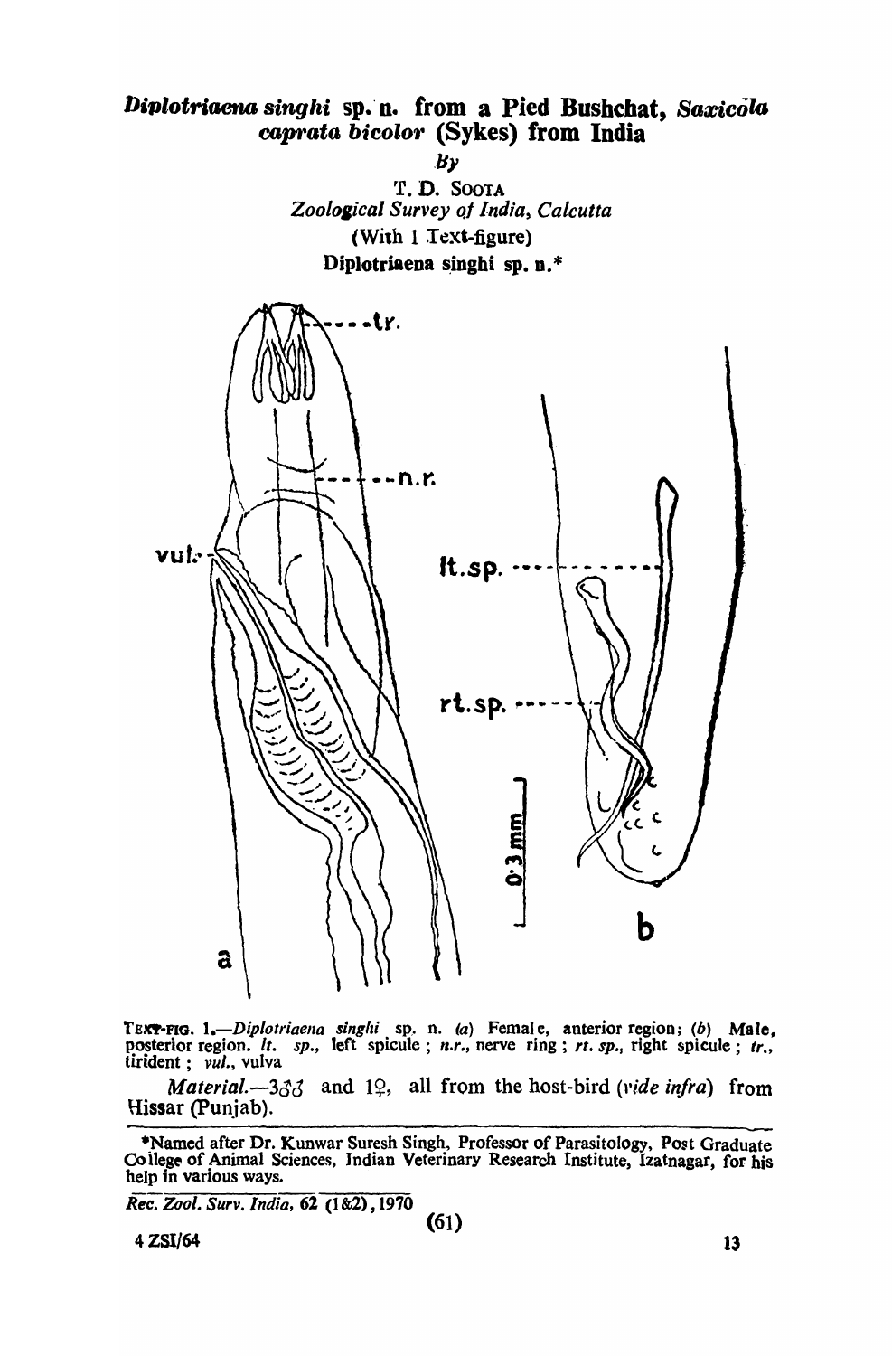# *Diplotriaena singhi* sp. n. from a Pied Bushchat, *Saxicola caprata bicolor* (Sykes) from India

*By*

T. D. SOOTA

*Zoological Survey of India, Calcutta*

(With 1 Text-figure)

**Diplotriaena singhi sp. n.***

TEXT-FIG. 1.—*Diplotriaena singhi* sp. n. (*a*) Female, anterior region; (*b*) Male, posterior region. *lt. sp.*, left spicule; *n.r.*, nerve ring; *rt. sp.*, right spicule; *tr.*, tirident; *vul.*, vulva

*Material*.—3♂♂ and 1♀, all from the host-bird (*vide infra*) from Hissar (Punjab).

---

*Named after Dr. Kunwar Suresh Singh, Professor of Parasitology, Post Graduate College of Animal Sciences, Indian Veterinary Research Institute, Izatnagar, for his help in various ways.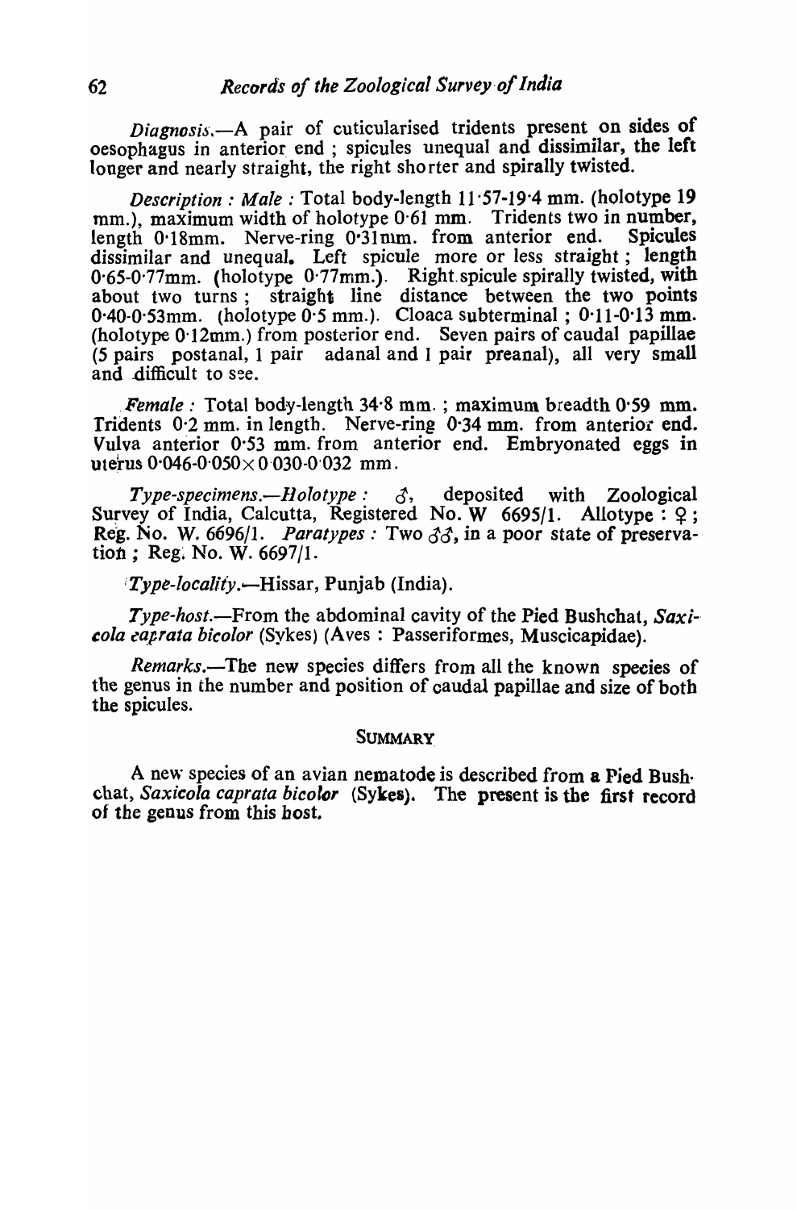*Diagnosis*.—A pair of cuticularised tridents present on sides of oesophagus in anterior end ; spicules unequal and dissimilar, the left longer and nearly straight, the right shorter and spirally twisted.

*Description : Male* : Total body-length 11·57-19·4 mm. (holotype 19 mm.), maximum width of holotype 0·61 mm. Tridents two in number, length 0·18mm. Nerve-ring 0·31mm. from anterior end. Spicules dissimilar and unequal. Left spicule more or less straight ; length 0·65-0·77mm. (holotype 0·77mm.). Right spicule spirally twisted, with about two turns ; straight line distance between the two points 0·40-0·53mm. (holotype 0·5 mm.). Cloaca subterminal ; 0·11-0·13 mm. (holotype 0·12mm.) from posterior end. Seven pairs of caudal papillae (5 pairs postanal, 1 pair adanal and 1 pair preanal), all very small and difficult to see.

*Female* : Total body-length 34·8 mm. ; maximum breadth 0·59 mm. Tridents 0·2 mm. in length. Nerve-ring 0·34 mm. from anterior end. Vulva anterior 0·53 mm. from anterior end. Embryonated eggs in uterus 0·046-0·050 × 0·030-0·032 mm.

*Type-specimens*.—*Holotype* : ♂, deposited with Zoological Survey of India, Calcutta, Registered No. W 6695/1. Allotype : ♀ ; Reg. No. W. 6696/1. *Paratypes* : Two ♂♂, in a poor state of preservation ; Reg. No. W. 6697/1.

*Type-locality*.—Hissar, Punjab (India).

*Type-host*.—From the abdominal cavity of the Pied Bushchat, *Saxicola caprata bicolor* (Sykes) (Aves : Passeriformes, Muscicapidae).

*Remarks*.—The new species differs from all the known species of the genus in the number and position of caudal papillae and size of both the spicules.

## SUMMARY

A new species of an avian nematode is described from a Pied Bushchat, *Saxicola caprata bicolor* (Sykes). The present is the first record of the genus from this host.